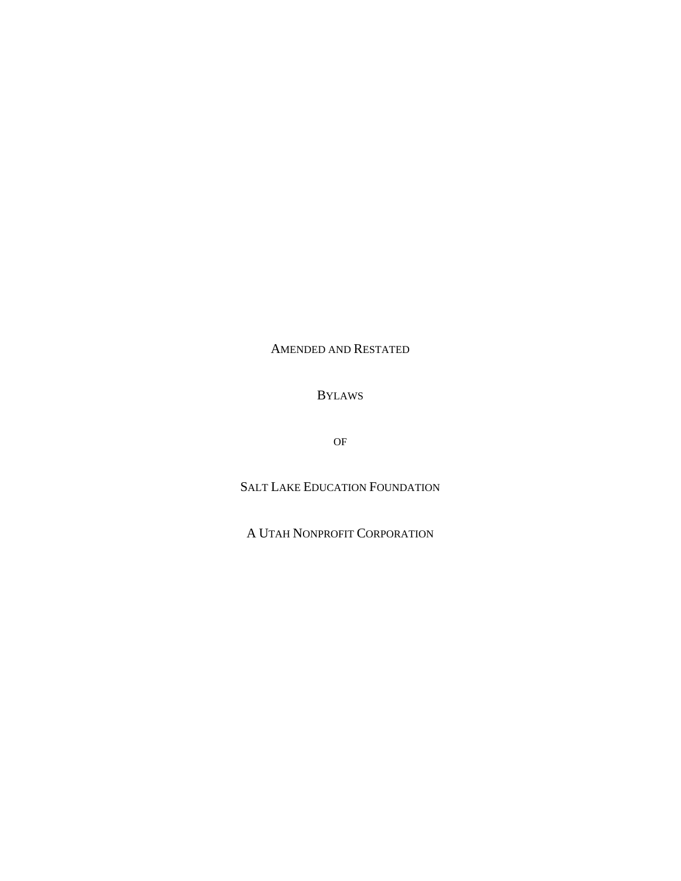# Amended and Restated

# Bylaws

# of

# Salt Lake Education Foundation

# A Utah Nonprofit Corporation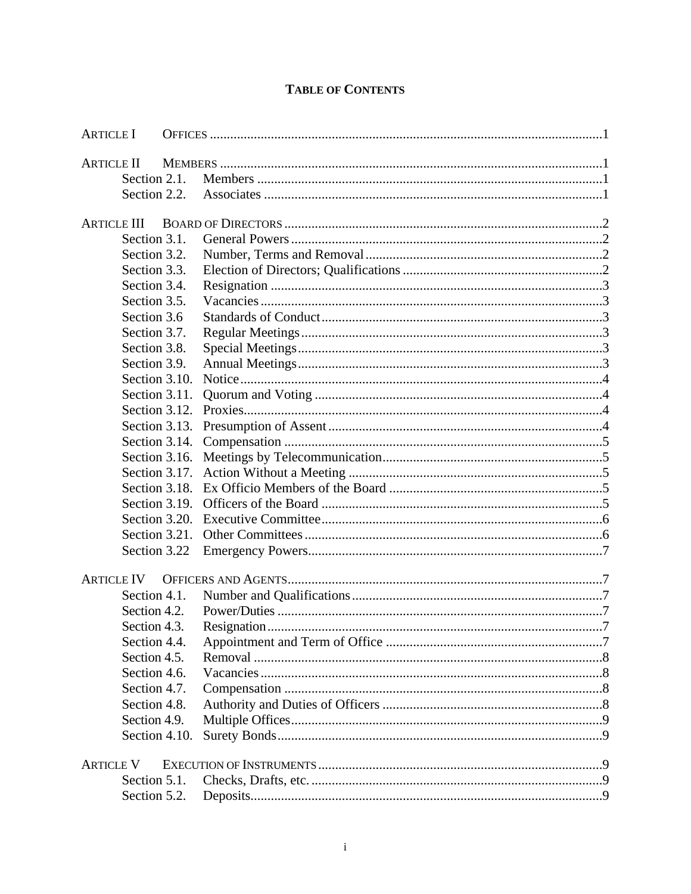# Table of Contents

| | | |
|---|---|---|
| Article I | Offices | 1 |
| Article II | Members | 1 |
| Section 2.1. | Members | 1 |
| Section 2.2. | Associates | 1 |
| Article III | Board of Directors | 2 |
| Section 3.1. | General Powers | 2 |
| Section 3.2. | Number, Terms and Removal | 2 |
| Section 3.3. | Election of Directors; Qualifications | 2 |
| Section 3.4. | Resignation | 3 |
| Section 3.5. | Vacancies | 3 |
| Section 3.6 | Standards of Conduct | 3 |
| Section 3.7. | Regular Meetings | 3 |
| Section 3.8. | Special Meetings | 3 |
| Section 3.9. | Annual Meetings | 3 |
| Section 3.10. | Notice | 4 |
| Section 3.11. | Quorum and Voting | 4 |
| Section 3.12. | Proxies | 4 |
| Section 3.13. | Presumption of Assent | 4 |
| Section 3.14. | Compensation | 5 |
| Section 3.16. | Meetings by Telecommunication | 5 |
| Section 3.17. | Action Without a Meeting | 5 |
| Section 3.18. | Ex Officio Members of the Board | 5 |
| Section 3.19. | Officers of the Board | 5 |
| Section 3.20. | Executive Committee | 6 |
| Section 3.21. | Other Committees | 6 |
| Section 3.22 | Emergency Powers | 7 |
| Article IV | Officers and Agents | 7 |
| Section 4.1. | Number and Qualifications | 7 |
| Section 4.2. | Power/Duties | 7 |
| Section 4.3. | Resignation | 7 |
| Section 4.4. | Appointment and Term of Office | 7 |
| Section 4.5. | Removal | 8 |
| Section 4.6. | Vacancies | 8 |
| Section 4.7. | Compensation | 8 |
| Section 4.8. | Authority and Duties of Officers | 8 |
| Section 4.9. | Multiple Offices | 9 |
| Section 4.10. | Surety Bonds | 9 |
| Article V | Execution of Instruments | 9 |
| Section 5.1. | Checks, Drafts, etc. | 9 |
| Section 5.2. | Deposits | 9 |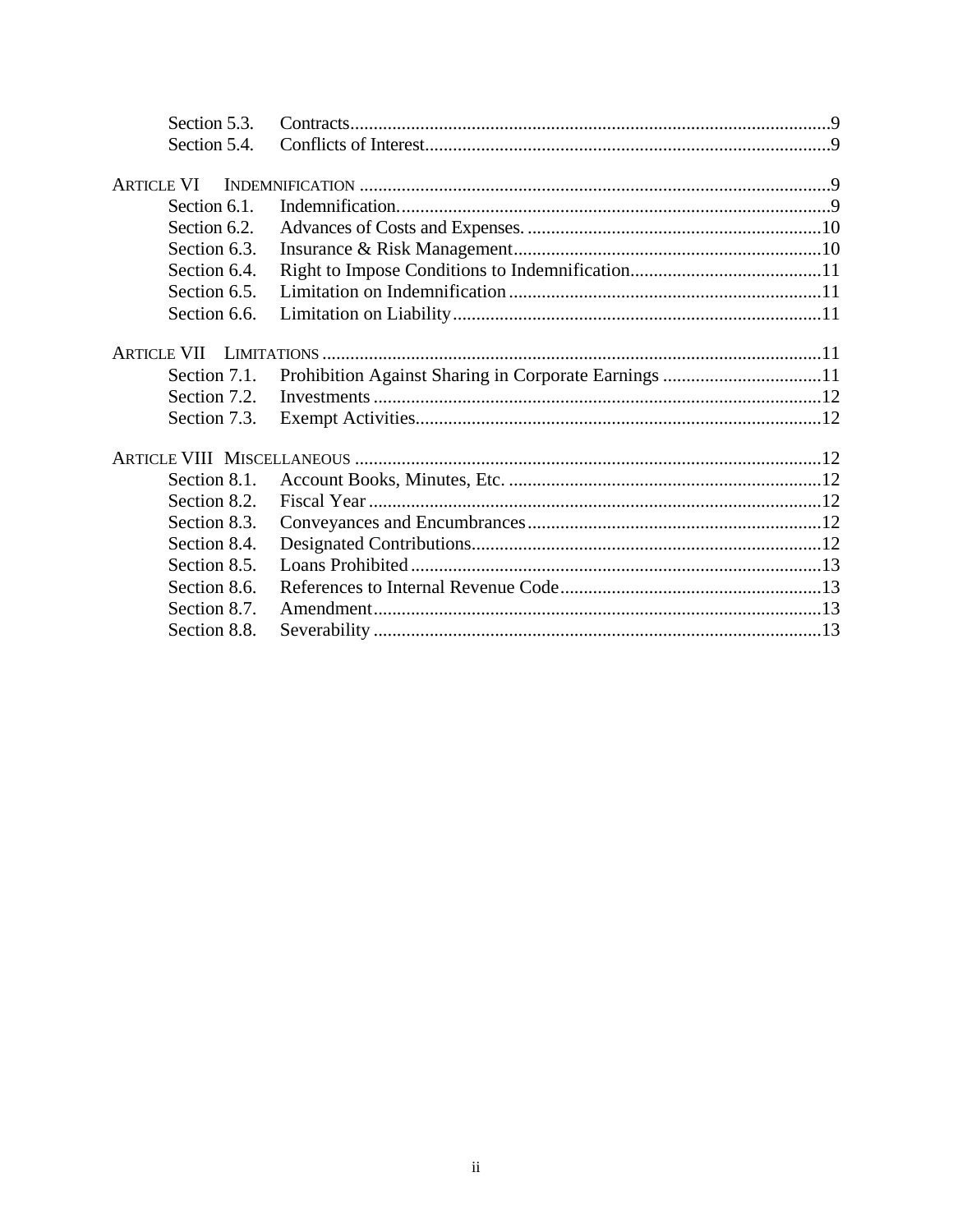| | | |
|---|---|---|
| Section 5.3. | Contracts | 9 |
| Section 5.4. | Conflicts of Interest | 9 |
| **ARTICLE VI** | **INDEMNIFICATION** | 9 |
| Section 6.1. | Indemnification. | 9 |
| Section 6.2. | Advances of Costs and Expenses. | 10 |
| Section 6.3. | Insurance & Risk Management | 10 |
| Section 6.4. | Right to Impose Conditions to Indemnification | 11 |
| Section 6.5. | Limitation on Indemnification | 11 |
| Section 6.6. | Limitation on Liability | 11 |
| **ARTICLE VII** | **LIMITATIONS** | 11 |
| Section 7.1. | Prohibition Against Sharing in Corporate Earnings | 11 |
| Section 7.2. | Investments | 12 |
| Section 7.3. | Exempt Activities | 12 |
| **ARTICLE VIII** | **MISCELLANEOUS** | 12 |
| Section 8.1. | Account Books, Minutes, Etc. | 12 |
| Section 8.2. | Fiscal Year | 12 |
| Section 8.3. | Conveyances and Encumbrances | 12 |
| Section 8.4. | Designated Contributions | 12 |
| Section 8.5. | Loans Prohibited | 13 |
| Section 8.6. | References to Internal Revenue Code | 13 |
| Section 8.7. | Amendment | 13 |
| Section 8.8. | Severability | 13 |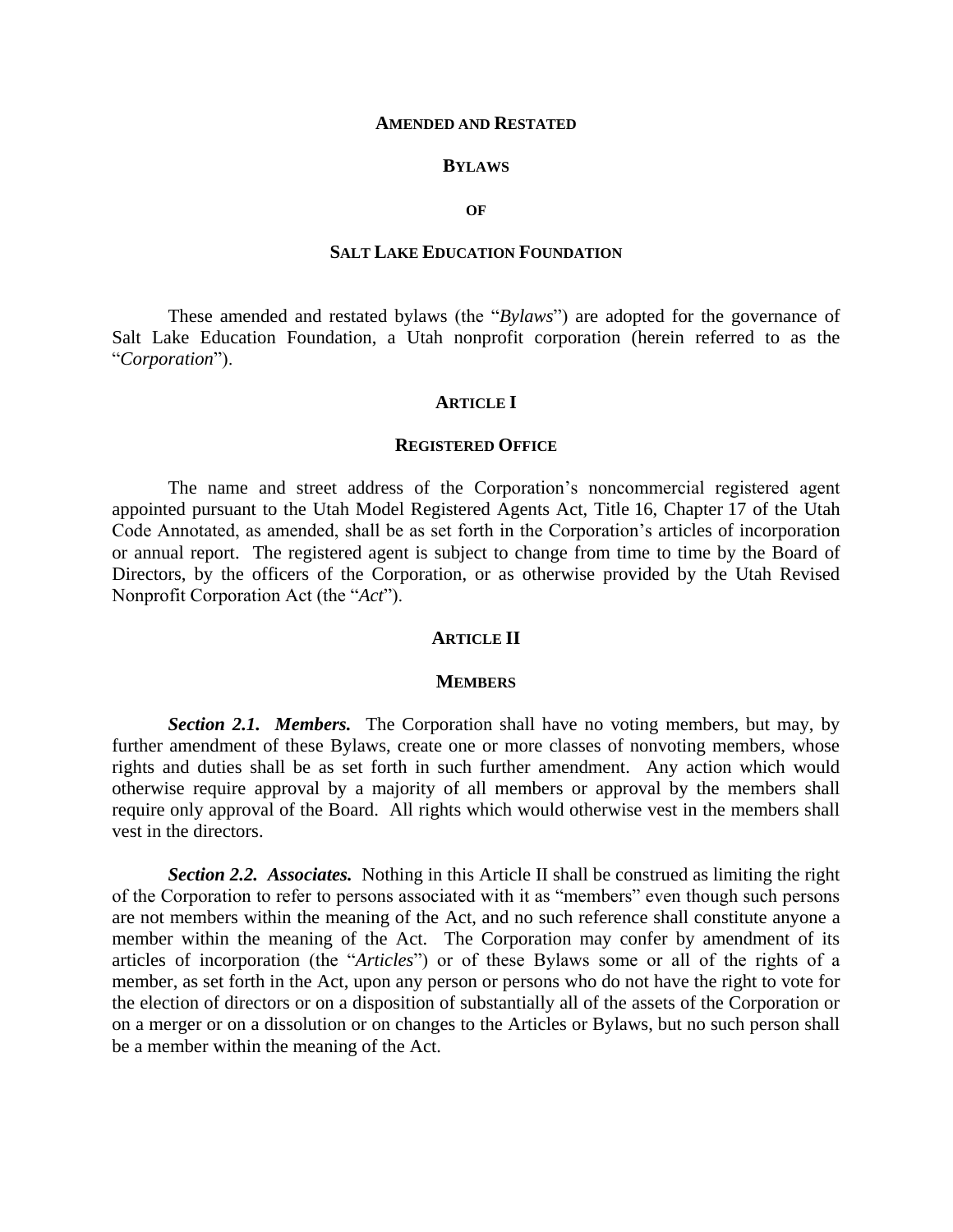**AMENDED AND RESTATED**

**BYLAWS**

**OF**

**SALT LAKE EDUCATION FOUNDATION**

These amended and restated bylaws (the "*Bylaws*") are adopted for the governance of Salt Lake Education Foundation, a Utah nonprofit corporation (herein referred to as the "*Corporation*").

## ARTICLE I

## REGISTERED OFFICE

The name and street address of the Corporation's noncommercial registered agent appointed pursuant to the Utah Model Registered Agents Act, Title 16, Chapter 17 of the Utah Code Annotated, as amended, shall be as set forth in the Corporation's articles of incorporation or annual report. The registered agent is subject to change from time to time by the Board of Directors, by the officers of the Corporation, or as otherwise provided by the Utah Revised Nonprofit Corporation Act (the "*Act*").

## ARTICLE II

## MEMBERS

***Section 2.1. Members.*** The Corporation shall have no voting members, but may, by further amendment of these Bylaws, create one or more classes of nonvoting members, whose rights and duties shall be as set forth in such further amendment. Any action which would otherwise require approval by a majority of all members or approval by the members shall require only approval of the Board. All rights which would otherwise vest in the members shall vest in the directors.

***Section 2.2. Associates.*** Nothing in this Article II shall be construed as limiting the right of the Corporation to refer to persons associated with it as "members" even though such persons are not members within the meaning of the Act, and no such reference shall constitute anyone a member within the meaning of the Act. The Corporation may confer by amendment of its articles of incorporation (the "*Articles*") or of these Bylaws some or all of the rights of a member, as set forth in the Act, upon any person or persons who do not have the right to vote for the election of directors or on a disposition of substantially all of the assets of the Corporation or on a merger or on a dissolution or on changes to the Articles or Bylaws, but no such person shall be a member within the meaning of the Act.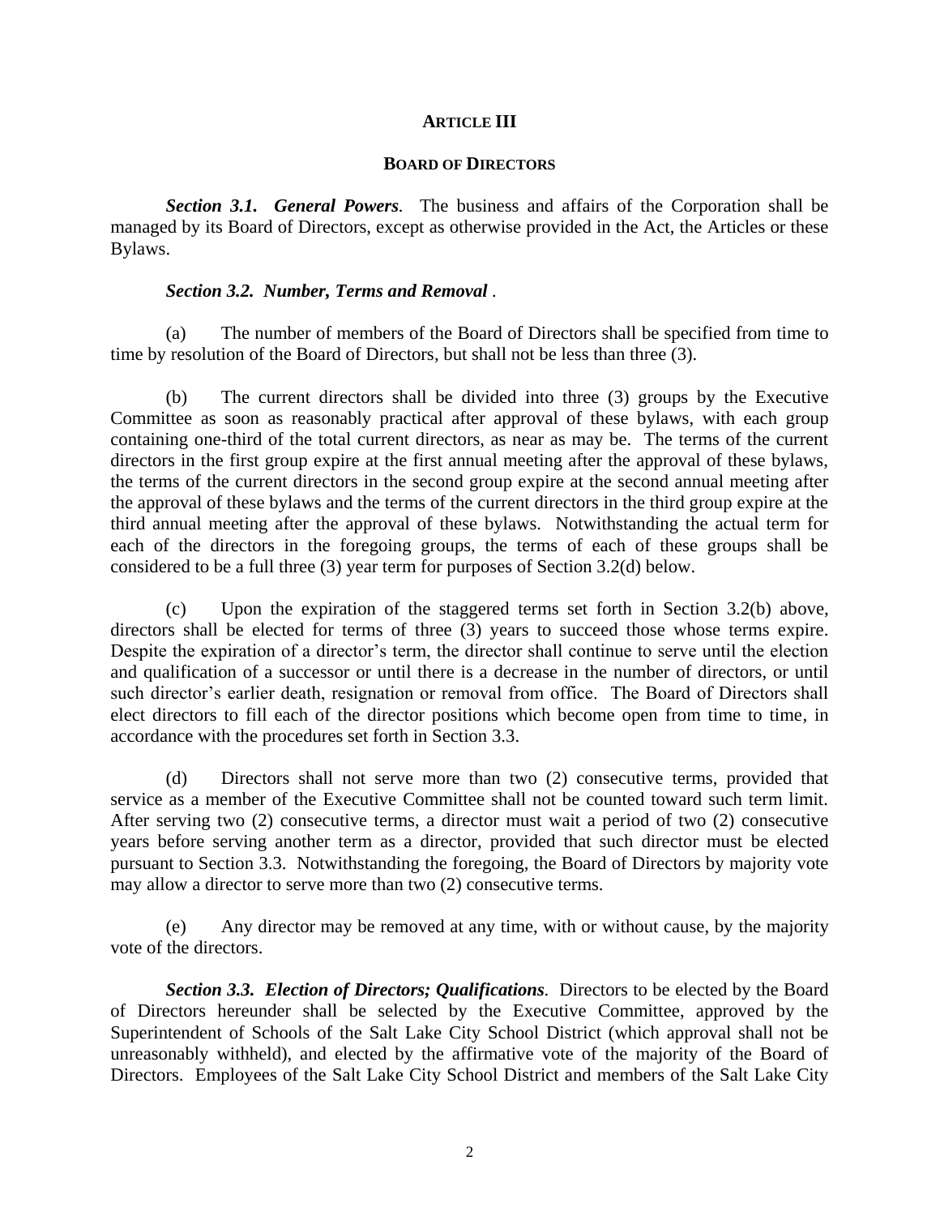## ARTICLE III

## BOARD OF DIRECTORS

***Section 3.1. General Powers.*** The business and affairs of the Corporation shall be managed by its Board of Directors, except as otherwise provided in the Act, the Articles or these Bylaws.

***Section 3.2. Number, Terms and Removal*** .

(a) The number of members of the Board of Directors shall be specified from time to time by resolution of the Board of Directors, but shall not be less than three (3).

(b) The current directors shall be divided into three (3) groups by the Executive Committee as soon as reasonably practical after approval of these bylaws, with each group containing one-third of the total current directors, as near as may be. The terms of the current directors in the first group expire at the first annual meeting after the approval of these bylaws, the terms of the current directors in the second group expire at the second annual meeting after the approval of these bylaws and the terms of the current directors in the third group expire at the third annual meeting after the approval of these bylaws. Notwithstanding the actual term for each of the directors in the foregoing groups, the terms of each of these groups shall be considered to be a full three (3) year term for purposes of Section 3.2(d) below.

(c) Upon the expiration of the staggered terms set forth in Section 3.2(b) above, directors shall be elected for terms of three (3) years to succeed those whose terms expire. Despite the expiration of a director's term, the director shall continue to serve until the election and qualification of a successor or until there is a decrease in the number of directors, or until such director's earlier death, resignation or removal from office. The Board of Directors shall elect directors to fill each of the director positions which become open from time to time, in accordance with the procedures set forth in Section 3.3.

(d) Directors shall not serve more than two (2) consecutive terms, provided that service as a member of the Executive Committee shall not be counted toward such term limit. After serving two (2) consecutive terms, a director must wait a period of two (2) consecutive years before serving another term as a director, provided that such director must be elected pursuant to Section 3.3. Notwithstanding the foregoing, the Board of Directors by majority vote may allow a director to serve more than two (2) consecutive terms.

(e) Any director may be removed at any time, with or without cause, by the majority vote of the directors.

***Section 3.3. Election of Directors; Qualifications.*** Directors to be elected by the Board of Directors hereunder shall be selected by the Executive Committee, approved by the Superintendent of Schools of the Salt Lake City School District (which approval shall not be unreasonably withheld), and elected by the affirmative vote of the majority of the Board of Directors. Employees of the Salt Lake City School District and members of the Salt Lake City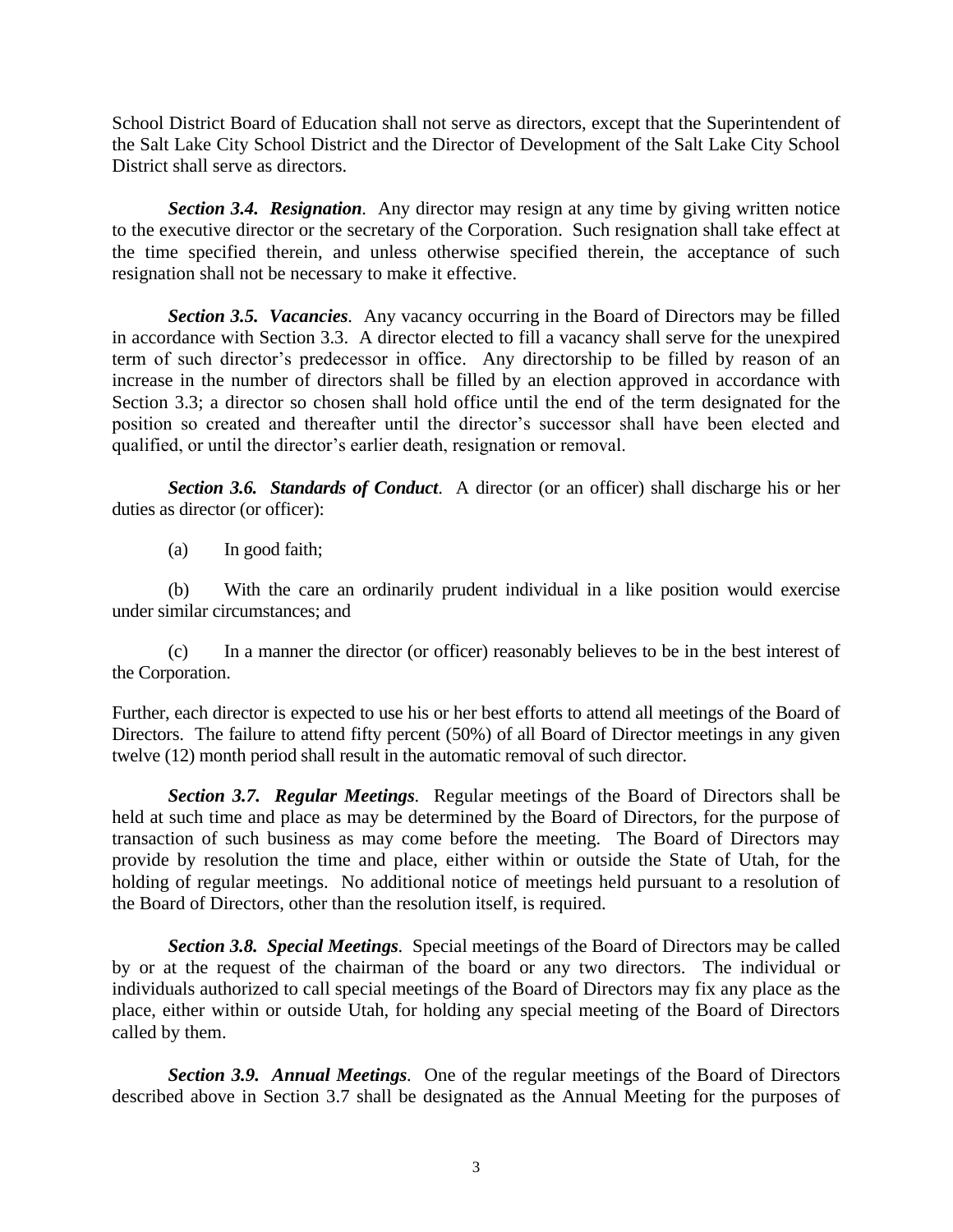School District Board of Education shall not serve as directors, except that the Superintendent of the Salt Lake City School District and the Director of Development of the Salt Lake City School District shall serve as directors.

***Section 3.4. Resignation***. Any director may resign at any time by giving written notice to the executive director or the secretary of the Corporation. Such resignation shall take effect at the time specified therein, and unless otherwise specified therein, the acceptance of such resignation shall not be necessary to make it effective.

***Section 3.5. Vacancies***. Any vacancy occurring in the Board of Directors may be filled in accordance with Section 3.3. A director elected to fill a vacancy shall serve for the unexpired term of such director's predecessor in office. Any directorship to be filled by reason of an increase in the number of directors shall be filled by an election approved in accordance with Section 3.3; a director so chosen shall hold office until the end of the term designated for the position so created and thereafter until the director's successor shall have been elected and qualified, or until the director's earlier death, resignation or removal.

***Section 3.6. Standards of Conduct***. A director (or an officer) shall discharge his or her duties as director (or officer):

(a) In good faith;

(b) With the care an ordinarily prudent individual in a like position would exercise under similar circumstances; and

(c) In a manner the director (or officer) reasonably believes to be in the best interest of the Corporation.

Further, each director is expected to use his or her best efforts to attend all meetings of the Board of Directors. The failure to attend fifty percent (50%) of all Board of Director meetings in any given twelve (12) month period shall result in the automatic removal of such director.

***Section 3.7. Regular Meetings***. Regular meetings of the Board of Directors shall be held at such time and place as may be determined by the Board of Directors, for the purpose of transaction of such business as may come before the meeting. The Board of Directors may provide by resolution the time and place, either within or outside the State of Utah, for the holding of regular meetings. No additional notice of meetings held pursuant to a resolution of the Board of Directors, other than the resolution itself, is required.

***Section 3.8. Special Meetings***. Special meetings of the Board of Directors may be called by or at the request of the chairman of the board or any two directors. The individual or individuals authorized to call special meetings of the Board of Directors may fix any place as the place, either within or outside Utah, for holding any special meeting of the Board of Directors called by them.

***Section 3.9. Annual Meetings***. One of the regular meetings of the Board of Directors described above in Section 3.7 shall be designated as the Annual Meeting for the purposes of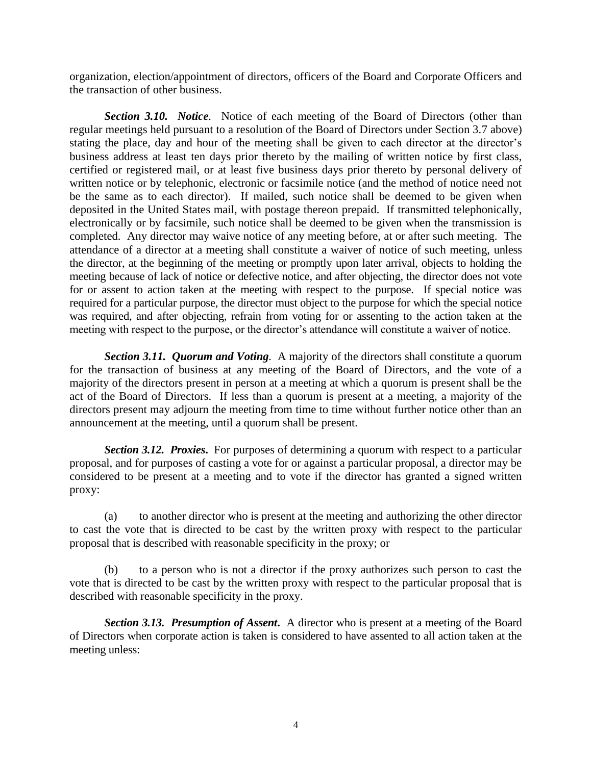organization, election/appointment of directors, officers of the Board and Corporate Officers and the transaction of other business.

***Section 3.10. Notice***. Notice of each meeting of the Board of Directors (other than regular meetings held pursuant to a resolution of the Board of Directors under Section 3.7 above) stating the place, day and hour of the meeting shall be given to each director at the director's business address at least ten days prior thereto by the mailing of written notice by first class, certified or registered mail, or at least five business days prior thereto by personal delivery of written notice or by telephonic, electronic or facsimile notice (and the method of notice need not be the same as to each director). If mailed, such notice shall be deemed to be given when deposited in the United States mail, with postage thereon prepaid. If transmitted telephonically, electronically or by facsimile, such notice shall be deemed to be given when the transmission is completed. Any director may waive notice of any meeting before, at or after such meeting. The attendance of a director at a meeting shall constitute a waiver of notice of such meeting, unless the director, at the beginning of the meeting or promptly upon later arrival, objects to holding the meeting because of lack of notice or defective notice, and after objecting, the director does not vote for or assent to action taken at the meeting with respect to the purpose. If special notice was required for a particular purpose, the director must object to the purpose for which the special notice was required, and after objecting, refrain from voting for or assenting to the action taken at the meeting with respect to the purpose, or the director's attendance will constitute a waiver of notice.

***Section 3.11. Quorum and Voting***. A majority of the directors shall constitute a quorum for the transaction of business at any meeting of the Board of Directors, and the vote of a majority of the directors present in person at a meeting at which a quorum is present shall be the act of the Board of Directors. If less than a quorum is present at a meeting, a majority of the directors present may adjourn the meeting from time to time without further notice other than an announcement at the meeting, until a quorum shall be present.

***Section 3.12. Proxies.*** For purposes of determining a quorum with respect to a particular proposal, and for purposes of casting a vote for or against a particular proposal, a director may be considered to be present at a meeting and to vote if the director has granted a signed written proxy:

(a) to another director who is present at the meeting and authorizing the other director to cast the vote that is directed to be cast by the written proxy with respect to the particular proposal that is described with reasonable specificity in the proxy; or

(b) to a person who is not a director if the proxy authorizes such person to cast the vote that is directed to be cast by the written proxy with respect to the particular proposal that is described with reasonable specificity in the proxy.

***Section 3.13. Presumption of Assent.*** A director who is present at a meeting of the Board of Directors when corporate action is taken is considered to have assented to all action taken at the meeting unless: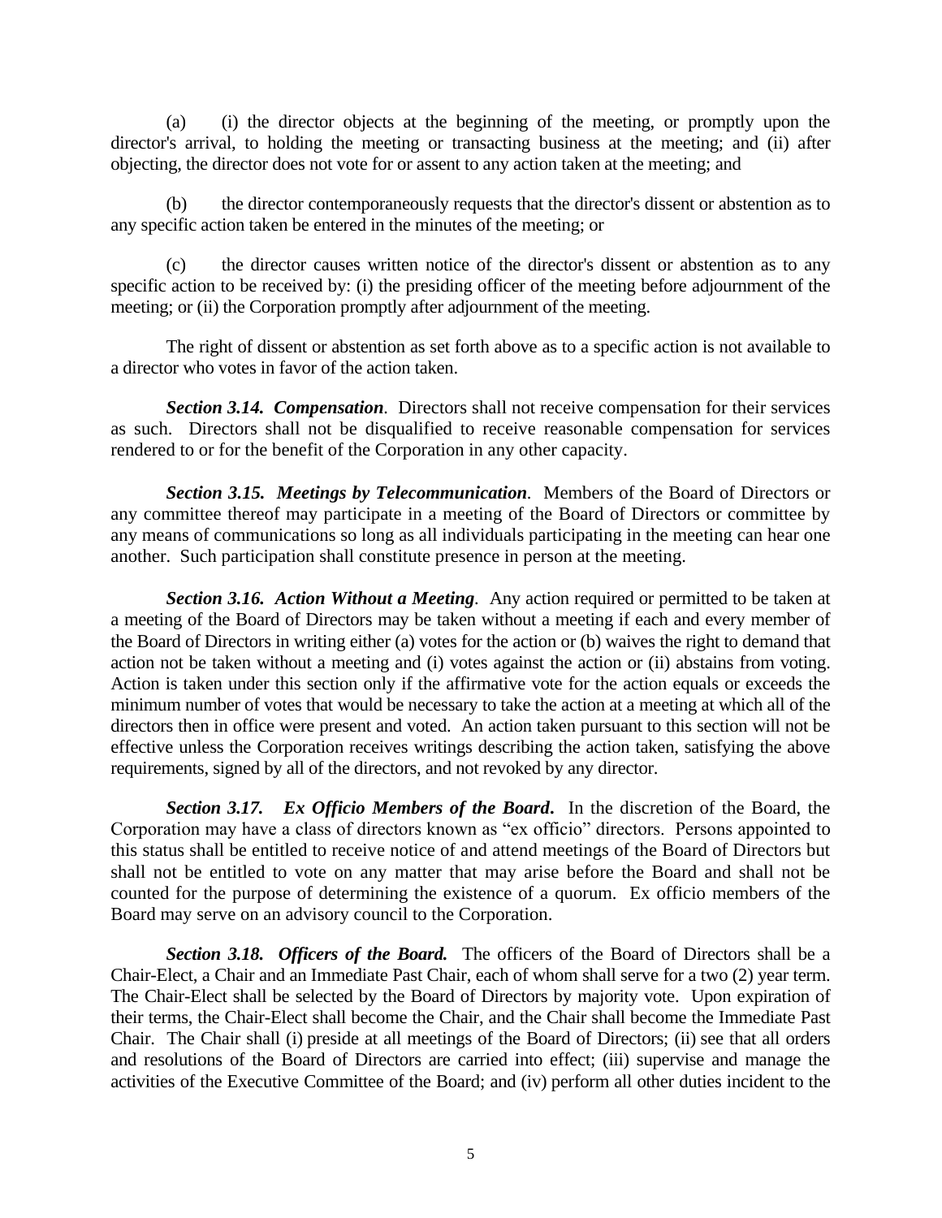(a) (i) the director objects at the beginning of the meeting, or promptly upon the director's arrival, to holding the meeting or transacting business at the meeting; and (ii) after objecting, the director does not vote for or assent to any action taken at the meeting; and

(b) the director contemporaneously requests that the director's dissent or abstention as to any specific action taken be entered in the minutes of the meeting; or

(c) the director causes written notice of the director's dissent or abstention as to any specific action to be received by: (i) the presiding officer of the meeting before adjournment of the meeting; or (ii) the Corporation promptly after adjournment of the meeting.

The right of dissent or abstention as set forth above as to a specific action is not available to a director who votes in favor of the action taken.

***Section 3.14. Compensation***. Directors shall not receive compensation for their services as such. Directors shall not be disqualified to receive reasonable compensation for services rendered to or for the benefit of the Corporation in any other capacity.

***Section 3.15. Meetings by Telecommunication***. Members of the Board of Directors or any committee thereof may participate in a meeting of the Board of Directors or committee by any means of communications so long as all individuals participating in the meeting can hear one another. Such participation shall constitute presence in person at the meeting.

***Section 3.16. Action Without a Meeting***. Any action required or permitted to be taken at a meeting of the Board of Directors may be taken without a meeting if each and every member of the Board of Directors in writing either (a) votes for the action or (b) waives the right to demand that action not be taken without a meeting and (i) votes against the action or (ii) abstains from voting. Action is taken under this section only if the affirmative vote for the action equals or exceeds the minimum number of votes that would be necessary to take the action at a meeting at which all of the directors then in office were present and voted. An action taken pursuant to this section will not be effective unless the Corporation receives writings describing the action taken, satisfying the above requirements, signed by all of the directors, and not revoked by any director.

***Section 3.17. Ex Officio Members of the Board***. In the discretion of the Board, the Corporation may have a class of directors known as "ex officio" directors. Persons appointed to this status shall be entitled to receive notice of and attend meetings of the Board of Directors but shall not be entitled to vote on any matter that may arise before the Board and shall not be counted for the purpose of determining the existence of a quorum. Ex officio members of the Board may serve on an advisory council to the Corporation.

***Section 3.18. Officers of the Board.*** The officers of the Board of Directors shall be a Chair-Elect, a Chair and an Immediate Past Chair, each of whom shall serve for a two (2) year term. The Chair-Elect shall be selected by the Board of Directors by majority vote. Upon expiration of their terms, the Chair-Elect shall become the Chair, and the Chair shall become the Immediate Past Chair. The Chair shall (i) preside at all meetings of the Board of Directors; (ii) see that all orders and resolutions of the Board of Directors are carried into effect; (iii) supervise and manage the activities of the Executive Committee of the Board; and (iv) perform all other duties incident to the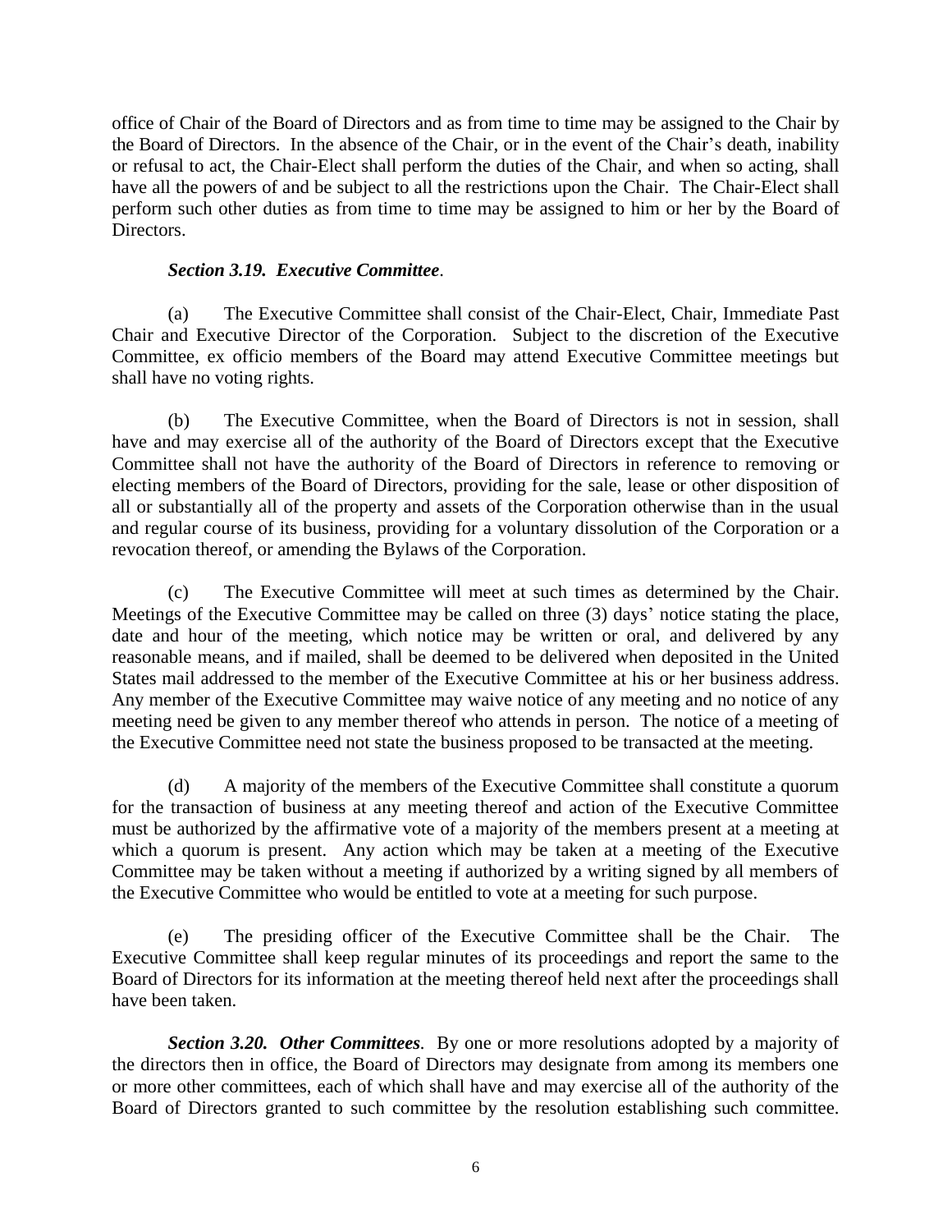office of Chair of the Board of Directors and as from time to time may be assigned to the Chair by the Board of Directors. In the absence of the Chair, or in the event of the Chair's death, inability or refusal to act, the Chair-Elect shall perform the duties of the Chair, and when so acting, shall have all the powers of and be subject to all the restrictions upon the Chair. The Chair-Elect shall perform such other duties as from time to time may be assigned to him or her by the Board of Directors.

***Section 3.19. Executive Committee***.

(a) The Executive Committee shall consist of the Chair-Elect, Chair, Immediate Past Chair and Executive Director of the Corporation. Subject to the discretion of the Executive Committee, ex officio members of the Board may attend Executive Committee meetings but shall have no voting rights.

(b) The Executive Committee, when the Board of Directors is not in session, shall have and may exercise all of the authority of the Board of Directors except that the Executive Committee shall not have the authority of the Board of Directors in reference to removing or electing members of the Board of Directors, providing for the sale, lease or other disposition of all or substantially all of the property and assets of the Corporation otherwise than in the usual and regular course of its business, providing for a voluntary dissolution of the Corporation or a revocation thereof, or amending the Bylaws of the Corporation.

(c) The Executive Committee will meet at such times as determined by the Chair. Meetings of the Executive Committee may be called on three (3) days' notice stating the place, date and hour of the meeting, which notice may be written or oral, and delivered by any reasonable means, and if mailed, shall be deemed to be delivered when deposited in the United States mail addressed to the member of the Executive Committee at his or her business address. Any member of the Executive Committee may waive notice of any meeting and no notice of any meeting need be given to any member thereof who attends in person. The notice of a meeting of the Executive Committee need not state the business proposed to be transacted at the meeting.

(d) A majority of the members of the Executive Committee shall constitute a quorum for the transaction of business at any meeting thereof and action of the Executive Committee must be authorized by the affirmative vote of a majority of the members present at a meeting at which a quorum is present. Any action which may be taken at a meeting of the Executive Committee may be taken without a meeting if authorized by a writing signed by all members of the Executive Committee who would be entitled to vote at a meeting for such purpose.

(e) The presiding officer of the Executive Committee shall be the Chair. The Executive Committee shall keep regular minutes of its proceedings and report the same to the Board of Directors for its information at the meeting thereof held next after the proceedings shall have been taken.

***Section 3.20. Other Committees***. By one or more resolutions adopted by a majority of the directors then in office, the Board of Directors may designate from among its members one or more other committees, each of which shall have and may exercise all of the authority of the Board of Directors granted to such committee by the resolution establishing such committee.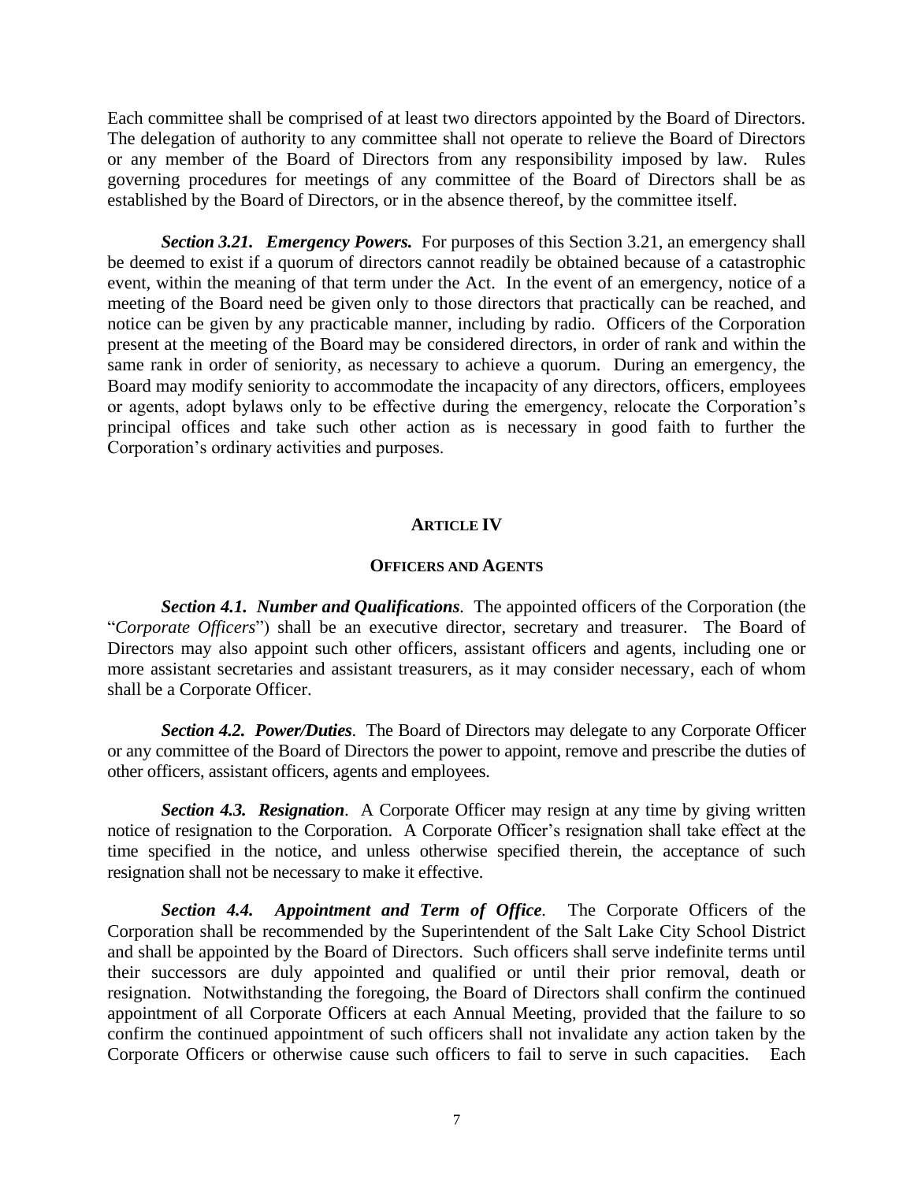Each committee shall be comprised of at least two directors appointed by the Board of Directors. The delegation of authority to any committee shall not operate to relieve the Board of Directors or any member of the Board of Directors from any responsibility imposed by law. Rules governing procedures for meetings of any committee of the Board of Directors shall be as established by the Board of Directors, or in the absence thereof, by the committee itself.

***Section 3.21. Emergency Powers.*** For purposes of this Section 3.21, an emergency shall be deemed to exist if a quorum of directors cannot readily be obtained because of a catastrophic event, within the meaning of that term under the Act. In the event of an emergency, notice of a meeting of the Board need be given only to those directors that practically can be reached, and notice can be given by any practicable manner, including by radio. Officers of the Corporation present at the meeting of the Board may be considered directors, in order of rank and within the same rank in order of seniority, as necessary to achieve a quorum. During an emergency, the Board may modify seniority to accommodate the incapacity of any directors, officers, employees or agents, adopt bylaws only to be effective during the emergency, relocate the Corporation's principal offices and take such other action as is necessary in good faith to further the Corporation's ordinary activities and purposes.

## ARTICLE IV

## OFFICERS AND AGENTS

***Section 4.1. Number and Qualifications***. The appointed officers of the Corporation (the "*Corporate Officers*") shall be an executive director, secretary and treasurer. The Board of Directors may also appoint such other officers, assistant officers and agents, including one or more assistant secretaries and assistant treasurers, as it may consider necessary, each of whom shall be a Corporate Officer.

***Section 4.2. Power/Duties***. The Board of Directors may delegate to any Corporate Officer or any committee of the Board of Directors the power to appoint, remove and prescribe the duties of other officers, assistant officers, agents and employees.

***Section 4.3. Resignation***. A Corporate Officer may resign at any time by giving written notice of resignation to the Corporation. A Corporate Officer's resignation shall take effect at the time specified in the notice, and unless otherwise specified therein, the acceptance of such resignation shall not be necessary to make it effective.

***Section 4.4. Appointment and Term of Office***. The Corporate Officers of the Corporation shall be recommended by the Superintendent of the Salt Lake City School District and shall be appointed by the Board of Directors. Such officers shall serve indefinite terms until their successors are duly appointed and qualified or until their prior removal, death or resignation. Notwithstanding the foregoing, the Board of Directors shall confirm the continued appointment of all Corporate Officers at each Annual Meeting, provided that the failure to so confirm the continued appointment of such officers shall not invalidate any action taken by the Corporate Officers or otherwise cause such officers to fail to serve in such capacities. Each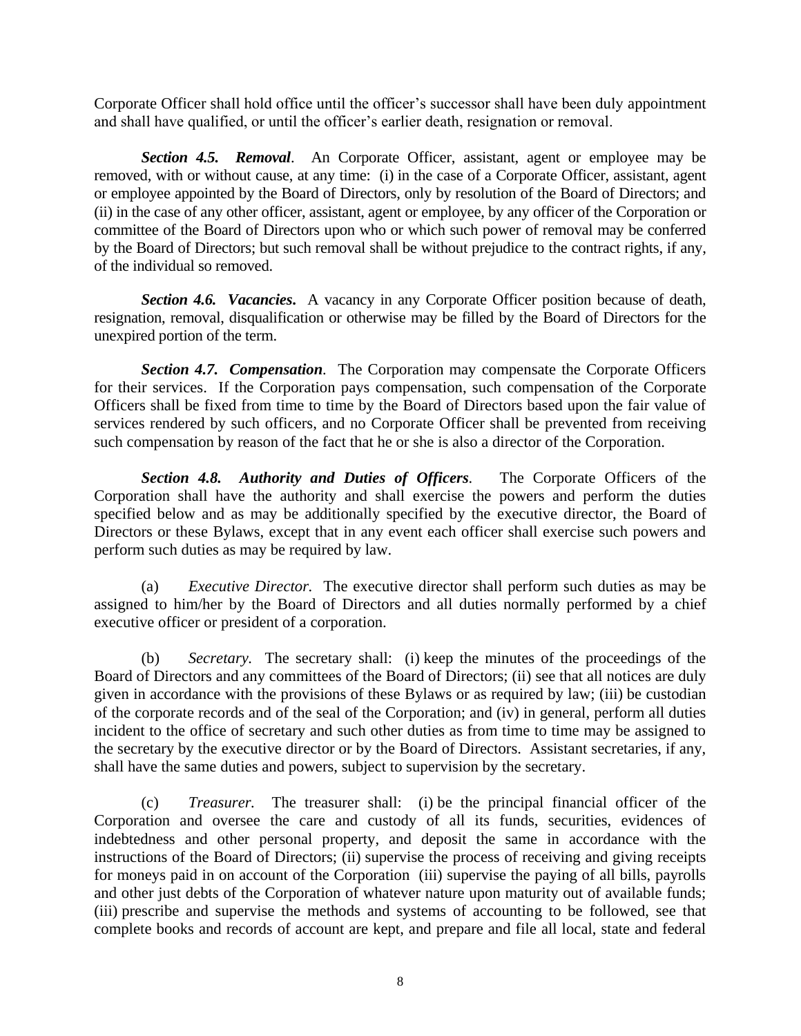Corporate Officer shall hold office until the officer's successor shall have been duly appointment and shall have qualified, or until the officer's earlier death, resignation or removal.

***Section 4.5. Removal***. An Corporate Officer, assistant, agent or employee may be removed, with or without cause, at any time: (i) in the case of a Corporate Officer, assistant, agent or employee appointed by the Board of Directors, only by resolution of the Board of Directors; and (ii) in the case of any other officer, assistant, agent or employee, by any officer of the Corporation or committee of the Board of Directors upon who or which such power of removal may be conferred by the Board of Directors; but such removal shall be without prejudice to the contract rights, if any, of the individual so removed.

***Section 4.6. Vacancies***. A vacancy in any Corporate Officer position because of death, resignation, removal, disqualification or otherwise may be filled by the Board of Directors for the unexpired portion of the term.

***Section 4.7. Compensation***. The Corporation may compensate the Corporate Officers for their services. If the Corporation pays compensation, such compensation of the Corporate Officers shall be fixed from time to time by the Board of Directors based upon the fair value of services rendered by such officers, and no Corporate Officer shall be prevented from receiving such compensation by reason of the fact that he or she is also a director of the Corporation.

***Section 4.8. Authority and Duties of Officers***. The Corporate Officers of the Corporation shall have the authority and shall exercise the powers and perform the duties specified below and as may be additionally specified by the executive director, the Board of Directors or these Bylaws, except that in any event each officer shall exercise such powers and perform such duties as may be required by law.

(a) *Executive Director.* The executive director shall perform such duties as may be assigned to him/her by the Board of Directors and all duties normally performed by a chief executive officer or president of a corporation.

(b) *Secretary.* The secretary shall: (i) keep the minutes of the proceedings of the Board of Directors and any committees of the Board of Directors; (ii) see that all notices are duly given in accordance with the provisions of these Bylaws or as required by law; (iii) be custodian of the corporate records and of the seal of the Corporation; and (iv) in general, perform all duties incident to the office of secretary and such other duties as from time to time may be assigned to the secretary by the executive director or by the Board of Directors. Assistant secretaries, if any, shall have the same duties and powers, subject to supervision by the secretary.

(c) *Treasurer.* The treasurer shall: (i) be the principal financial officer of the Corporation and oversee the care and custody of all its funds, securities, evidences of indebtedness and other personal property, and deposit the same in accordance with the instructions of the Board of Directors; (ii) supervise the process of receiving and giving receipts for moneys paid in on account of the Corporation (iii) supervise the paying of all bills, payrolls and other just debts of the Corporation of whatever nature upon maturity out of available funds; (iii) prescribe and supervise the methods and systems of accounting to be followed, see that complete books and records of account are kept, and prepare and file all local, state and federal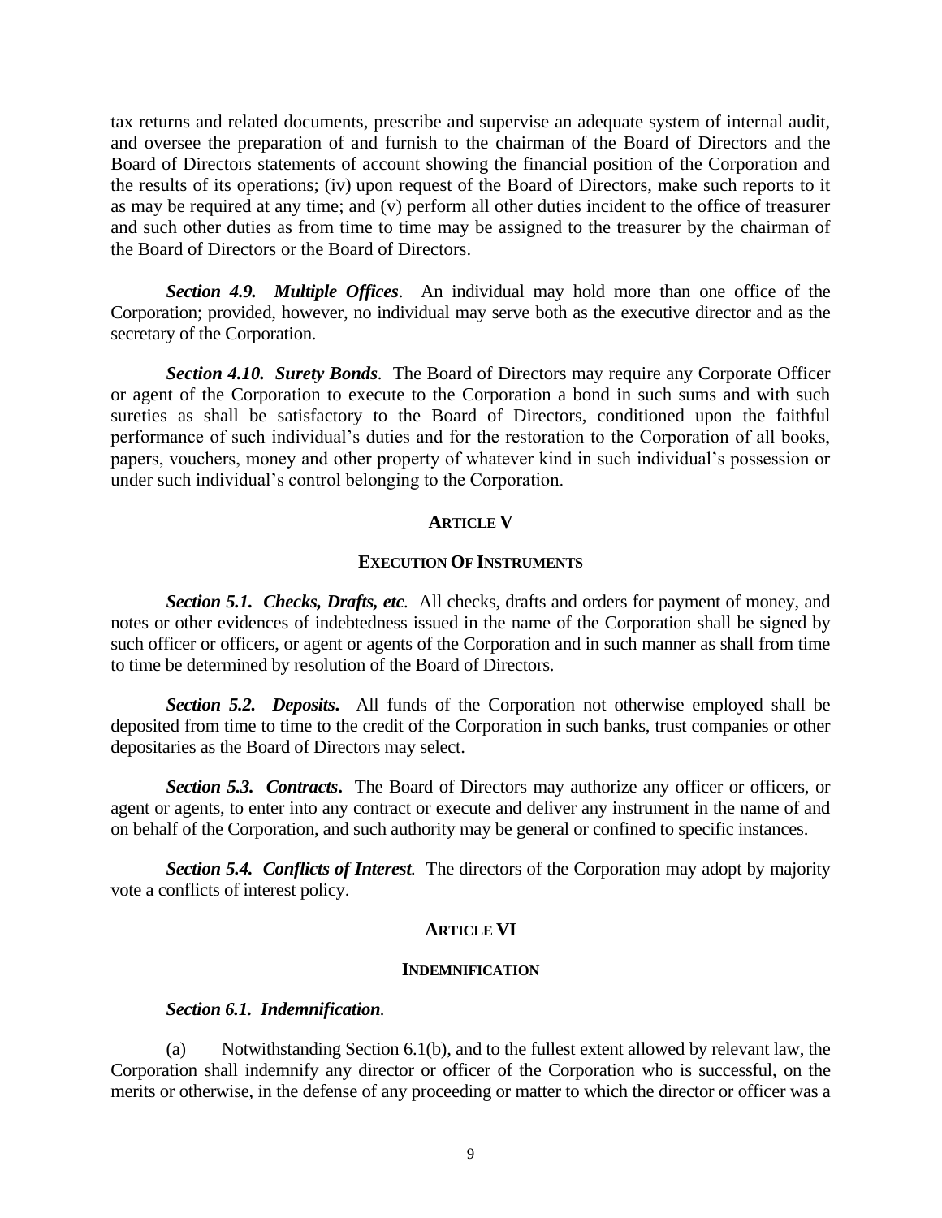tax returns and related documents, prescribe and supervise an adequate system of internal audit, and oversee the preparation of and furnish to the chairman of the Board of Directors and the Board of Directors statements of account showing the financial position of the Corporation and the results of its operations; (iv) upon request of the Board of Directors, make such reports to it as may be required at any time; and (v) perform all other duties incident to the office of treasurer and such other duties as from time to time may be assigned to the treasurer by the chairman of the Board of Directors or the Board of Directors.

***Section 4.9. Multiple Offices***. An individual may hold more than one office of the Corporation; provided, however, no individual may serve both as the executive director and as the secretary of the Corporation.

***Section 4.10. Surety Bonds***. The Board of Directors may require any Corporate Officer or agent of the Corporation to execute to the Corporation a bond in such sums and with such sureties as shall be satisfactory to the Board of Directors, conditioned upon the faithful performance of such individual's duties and for the restoration to the Corporation of all books, papers, vouchers, money and other property of whatever kind in such individual's possession or under such individual's control belonging to the Corporation.

## ARTICLE V

## EXECUTION OF INSTRUMENTS

***Section 5.1. Checks, Drafts, etc***. All checks, drafts and orders for payment of money, and notes or other evidences of indebtedness issued in the name of the Corporation shall be signed by such officer or officers, or agent or agents of the Corporation and in such manner as shall from time to time be determined by resolution of the Board of Directors.

***Section 5.2. Deposits***. All funds of the Corporation not otherwise employed shall be deposited from time to time to the credit of the Corporation in such banks, trust companies or other depositaries as the Board of Directors may select.

***Section 5.3. Contracts***. The Board of Directors may authorize any officer or officers, or agent or agents, to enter into any contract or execute and deliver any instrument in the name of and on behalf of the Corporation, and such authority may be general or confined to specific instances.

***Section 5.4. Conflicts of Interest***. The directors of the Corporation may adopt by majority vote a conflicts of interest policy.

## ARTICLE VI

## INDEMNIFICATION

***Section 6.1. Indemnification***.

(a) Notwithstanding Section 6.1(b), and to the fullest extent allowed by relevant law, the Corporation shall indemnify any director or officer of the Corporation who is successful, on the merits or otherwise, in the defense of any proceeding or matter to which the director or officer was a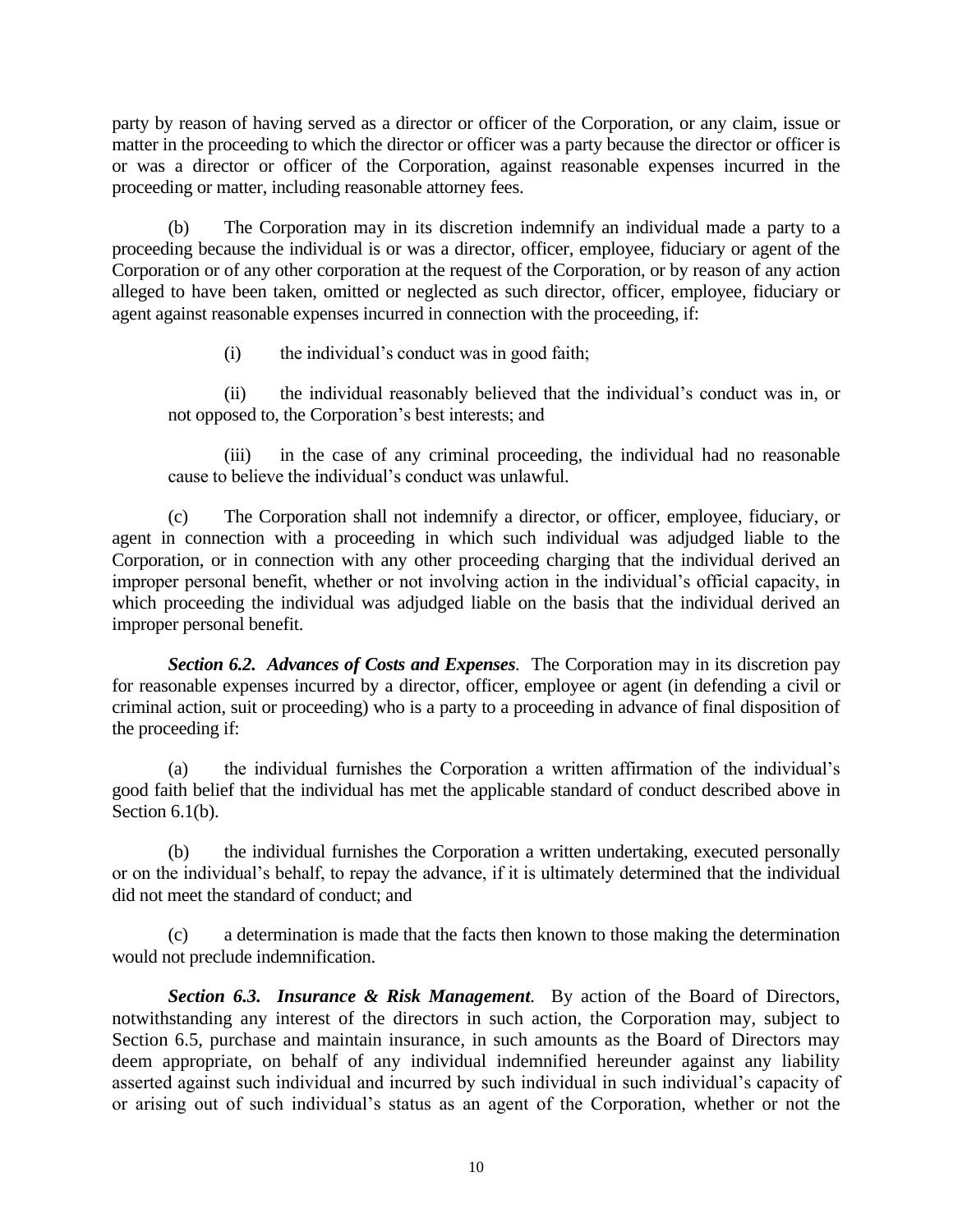party by reason of having served as a director or officer of the Corporation, or any claim, issue or matter in the proceeding to which the director or officer was a party because the director or officer is or was a director or officer of the Corporation, against reasonable expenses incurred in the proceeding or matter, including reasonable attorney fees.

(b) The Corporation may in its discretion indemnify an individual made a party to a proceeding because the individual is or was a director, officer, employee, fiduciary or agent of the Corporation or of any other corporation at the request of the Corporation, or by reason of any action alleged to have been taken, omitted or neglected as such director, officer, employee, fiduciary or agent against reasonable expenses incurred in connection with the proceeding, if:

(i) the individual's conduct was in good faith;

(ii) the individual reasonably believed that the individual's conduct was in, or not opposed to, the Corporation's best interests; and

(iii) in the case of any criminal proceeding, the individual had no reasonable cause to believe the individual's conduct was unlawful.

(c) The Corporation shall not indemnify a director, or officer, employee, fiduciary, or agent in connection with a proceeding in which such individual was adjudged liable to the Corporation, or in connection with any other proceeding charging that the individual derived an improper personal benefit, whether or not involving action in the individual's official capacity, in which proceeding the individual was adjudged liable on the basis that the individual derived an improper personal benefit.

***Section 6.2. Advances of Costs and Expenses***. The Corporation may in its discretion pay for reasonable expenses incurred by a director, officer, employee or agent (in defending a civil or criminal action, suit or proceeding) who is a party to a proceeding in advance of final disposition of the proceeding if:

(a) the individual furnishes the Corporation a written affirmation of the individual's good faith belief that the individual has met the applicable standard of conduct described above in Section 6.1(b).

(b) the individual furnishes the Corporation a written undertaking, executed personally or on the individual's behalf, to repay the advance, if it is ultimately determined that the individual did not meet the standard of conduct; and

(c) a determination is made that the facts then known to those making the determination would not preclude indemnification.

***Section 6.3. Insurance & Risk Management***. By action of the Board of Directors, notwithstanding any interest of the directors in such action, the Corporation may, subject to Section 6.5, purchase and maintain insurance, in such amounts as the Board of Directors may deem appropriate, on behalf of any individual indemnified hereunder against any liability asserted against such individual and incurred by such individual in such individual's capacity of or arising out of such individual's status as an agent of the Corporation, whether or not the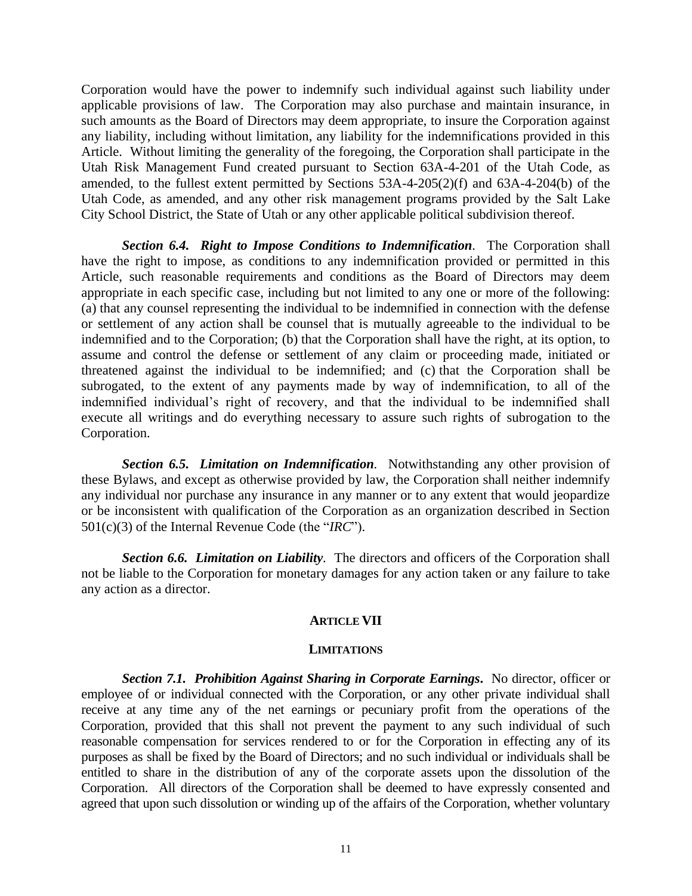Corporation would have the power to indemnify such individual against such liability under applicable provisions of law. The Corporation may also purchase and maintain insurance, in such amounts as the Board of Directors may deem appropriate, to insure the Corporation against any liability, including without limitation, any liability for the indemnifications provided in this Article. Without limiting the generality of the foregoing, the Corporation shall participate in the Utah Risk Management Fund created pursuant to Section 63A-4-201 of the Utah Code, as amended, to the fullest extent permitted by Sections 53A-4-205(2)(f) and 63A-4-204(b) of the Utah Code, as amended, and any other risk management programs provided by the Salt Lake City School District, the State of Utah or any other applicable political subdivision thereof.

***Section 6.4. Right to Impose Conditions to Indemnification***. The Corporation shall have the right to impose, as conditions to any indemnification provided or permitted in this Article, such reasonable requirements and conditions as the Board of Directors may deem appropriate in each specific case, including but not limited to any one or more of the following: (a) that any counsel representing the individual to be indemnified in connection with the defense or settlement of any action shall be counsel that is mutually agreeable to the individual to be indemnified and to the Corporation; (b) that the Corporation shall have the right, at its option, to assume and control the defense or settlement of any claim or proceeding made, initiated or threatened against the individual to be indemnified; and (c) that the Corporation shall be subrogated, to the extent of any payments made by way of indemnification, to all of the indemnified individual's right of recovery, and that the individual to be indemnified shall execute all writings and do everything necessary to assure such rights of subrogation to the Corporation.

***Section 6.5. Limitation on Indemnification***. Notwithstanding any other provision of these Bylaws, and except as otherwise provided by law, the Corporation shall neither indemnify any individual nor purchase any insurance in any manner or to any extent that would jeopardize or be inconsistent with qualification of the Corporation as an organization described in Section 501(c)(3) of the Internal Revenue Code (the "*IRC*").

***Section 6.6. Limitation on Liability***. The directors and officers of the Corporation shall not be liable to the Corporation for monetary damages for any action taken or any failure to take any action as a director.

## ARTICLE VII

## LIMITATIONS

***Section 7.1. Prohibition Against Sharing in Corporate Earnings***. No director, officer or employee of or individual connected with the Corporation, or any other private individual shall receive at any time any of the net earnings or pecuniary profit from the operations of the Corporation, provided that this shall not prevent the payment to any such individual of such reasonable compensation for services rendered to or for the Corporation in effecting any of its purposes as shall be fixed by the Board of Directors; and no such individual or individuals shall be entitled to share in the distribution of any of the corporate assets upon the dissolution of the Corporation. All directors of the Corporation shall be deemed to have expressly consented and agreed that upon such dissolution or winding up of the affairs of the Corporation, whether voluntary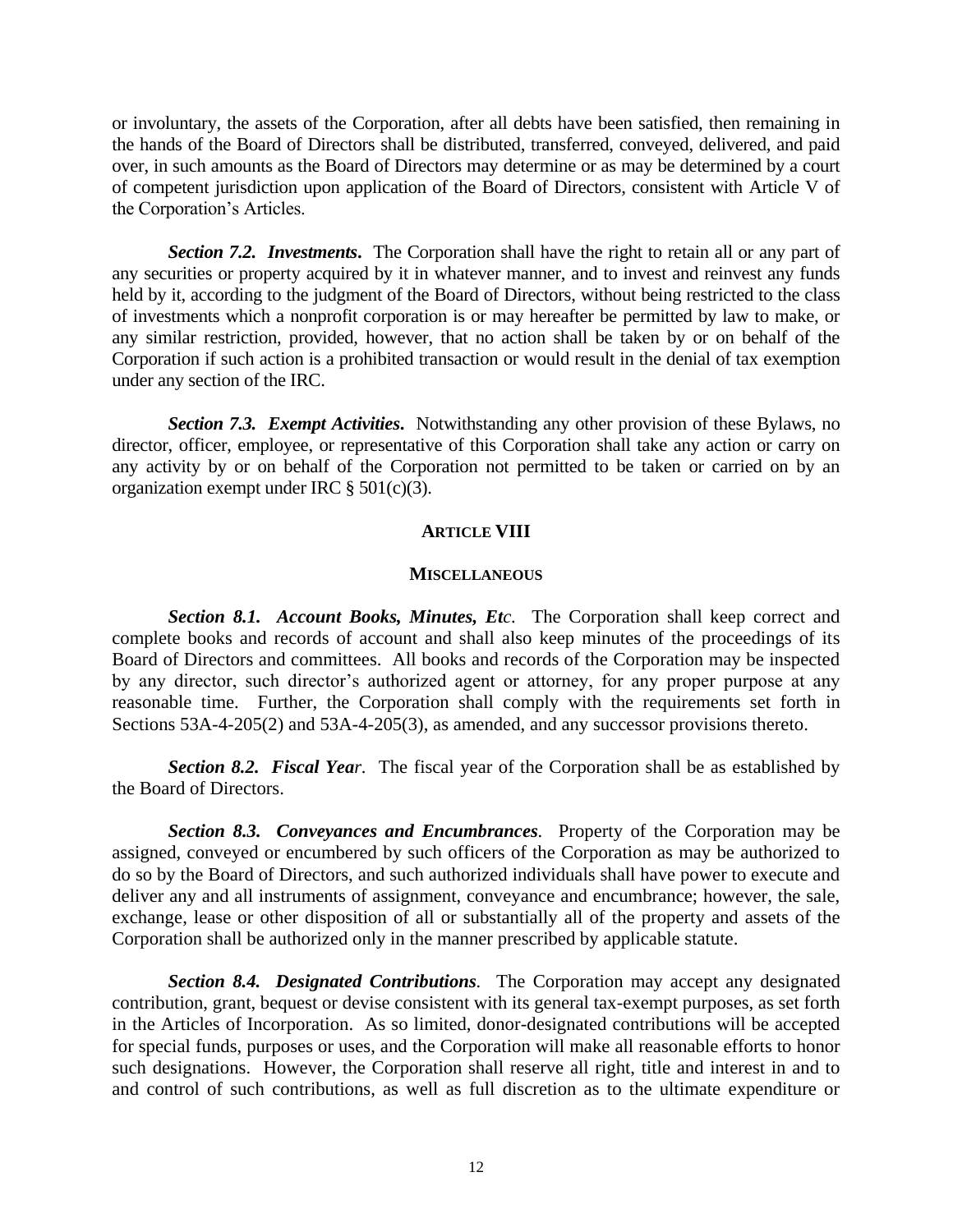or involuntary, the assets of the Corporation, after all debts have been satisfied, then remaining in the hands of the Board of Directors shall be distributed, transferred, conveyed, delivered, and paid over, in such amounts as the Board of Directors may determine or as may be determined by a court of competent jurisdiction upon application of the Board of Directors, consistent with Article V of the Corporation's Articles.

***Section 7.2. Investments***. The Corporation shall have the right to retain all or any part of any securities or property acquired by it in whatever manner, and to invest and reinvest any funds held by it, according to the judgment of the Board of Directors, without being restricted to the class of investments which a nonprofit corporation is or may hereafter be permitted by law to make, or any similar restriction, provided, however, that no action shall be taken by or on behalf of the Corporation if such action is a prohibited transaction or would result in the denial of tax exemption under any section of the IRC.

***Section 7.3. Exempt Activities***. Notwithstanding any other provision of these Bylaws, no director, officer, employee, or representative of this Corporation shall take any action or carry on any activity by or on behalf of the Corporation not permitted to be taken or carried on by an organization exempt under IRC § 501(c)(3).

## ARTICLE VIII

## MISCELLANEOUS

***Section 8.1. Account Books, Minutes, Etc***. The Corporation shall keep correct and complete books and records of account and shall also keep minutes of the proceedings of its Board of Directors and committees. All books and records of the Corporation may be inspected by any director, such director's authorized agent or attorney, for any proper purpose at any reasonable time. Further, the Corporation shall comply with the requirements set forth in Sections 53A-4-205(2) and 53A-4-205(3), as amended, and any successor provisions thereto.

***Section 8.2. Fiscal Year***. The fiscal year of the Corporation shall be as established by the Board of Directors.

***Section 8.3. Conveyances and Encumbrances***. Property of the Corporation may be assigned, conveyed or encumbered by such officers of the Corporation as may be authorized to do so by the Board of Directors, and such authorized individuals shall have power to execute and deliver any and all instruments of assignment, conveyance and encumbrance; however, the sale, exchange, lease or other disposition of all or substantially all of the property and assets of the Corporation shall be authorized only in the manner prescribed by applicable statute.

***Section 8.4. Designated Contributions***. The Corporation may accept any designated contribution, grant, bequest or devise consistent with its general tax-exempt purposes, as set forth in the Articles of Incorporation. As so limited, donor-designated contributions will be accepted for special funds, purposes or uses, and the Corporation will make all reasonable efforts to honor such designations. However, the Corporation shall reserve all right, title and interest in and to and control of such contributions, as well as full discretion as to the ultimate expenditure or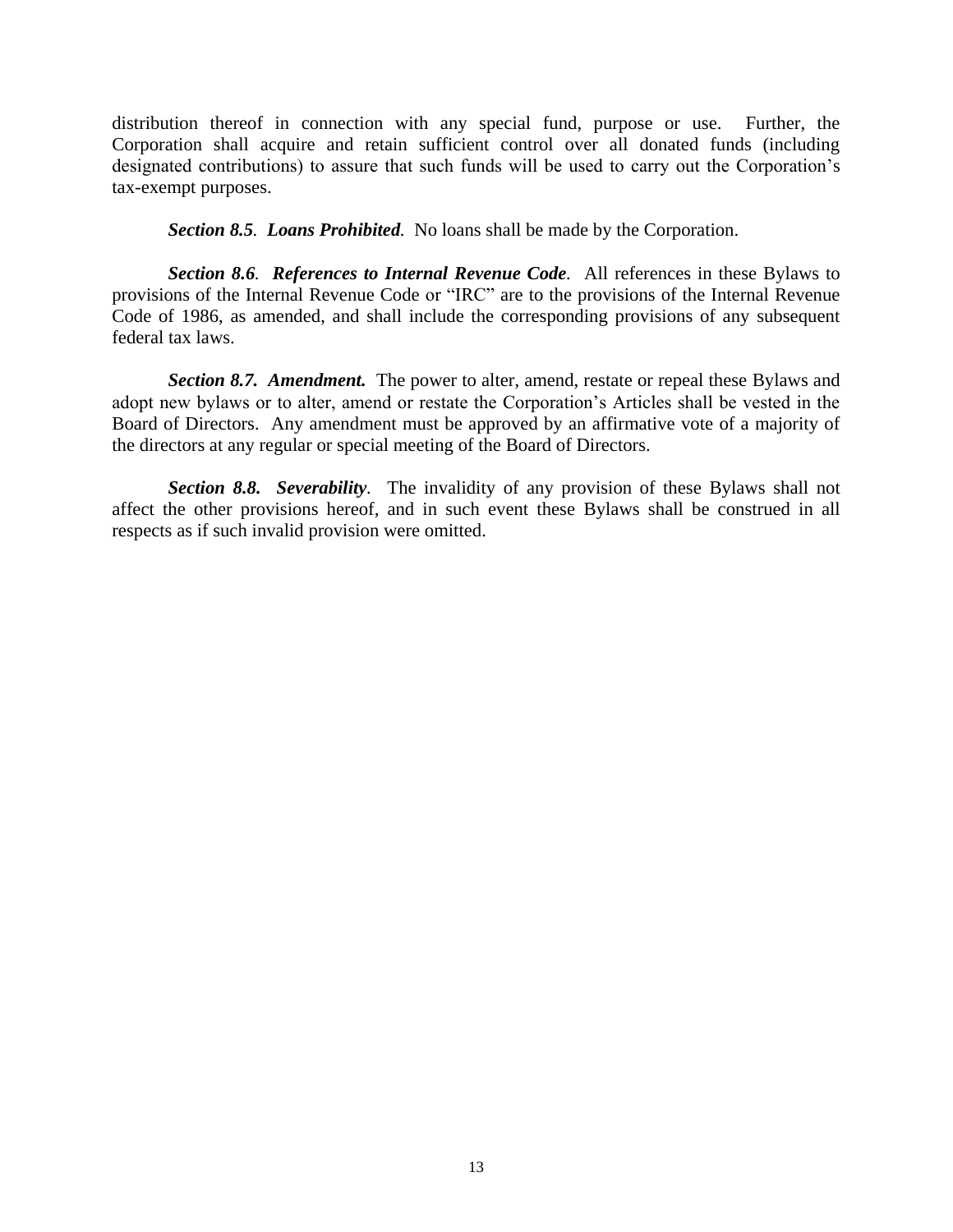distribution thereof in connection with any special fund, purpose or use. Further, the Corporation shall acquire and retain sufficient control over all donated funds (including designated contributions) to assure that such funds will be used to carry out the Corporation's tax-exempt purposes.

***Section 8.5*. *Loans Prohibited*.** No loans shall be made by the Corporation.

***Section 8.6*. *References to Internal Revenue Code*.** All references in these Bylaws to provisions of the Internal Revenue Code or "IRC" are to the provisions of the Internal Revenue Code of 1986, as amended, and shall include the corresponding provisions of any subsequent federal tax laws.

***Section 8.7. Amendment.*** The power to alter, amend, restate or repeal these Bylaws and adopt new bylaws or to alter, amend or restate the Corporation's Articles shall be vested in the Board of Directors. Any amendment must be approved by an affirmative vote of a majority of the directors at any regular or special meeting of the Board of Directors.

***Section 8.8. Severability*.** The invalidity of any provision of these Bylaws shall not affect the other provisions hereof, and in such event these Bylaws shall be construed in all respects as if such invalid provision were omitted.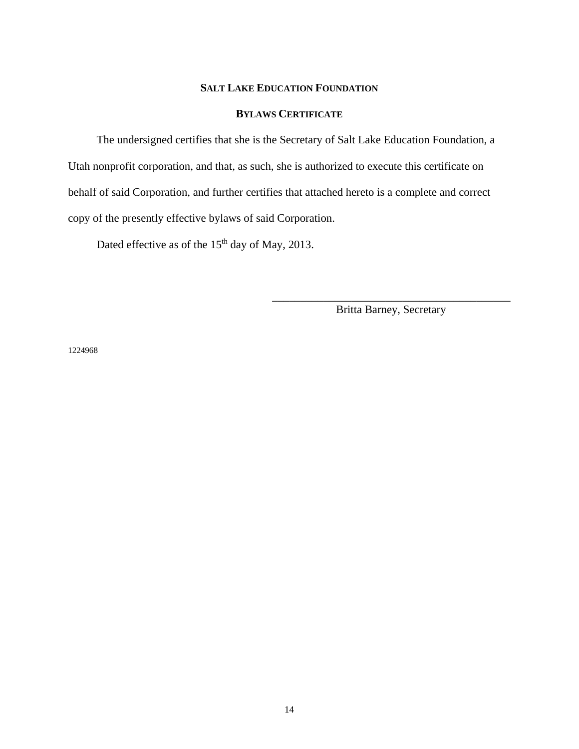**SALT LAKE EDUCATION FOUNDATION**

**BYLAWS CERTIFICATE**

The undersigned certifies that she is the Secretary of Salt Lake Education Foundation, a Utah nonprofit corporation, and that, as such, she is authorized to execute this certificate on behalf of said Corporation, and further certifies that attached hereto is a complete and correct copy of the presently effective bylaws of said Corporation.

Dated effective as of the 15th day of May, 2013.

\_\_\_\_\_\_\_\_\_\_\_\_\_\_\_\_\_\_\_\_\_\_\_\_\_\_\_\_\_\_\_\_\_\_\_\_\_\_\_\_\_\_\_\_

Britta Barney, Secretary

1224968